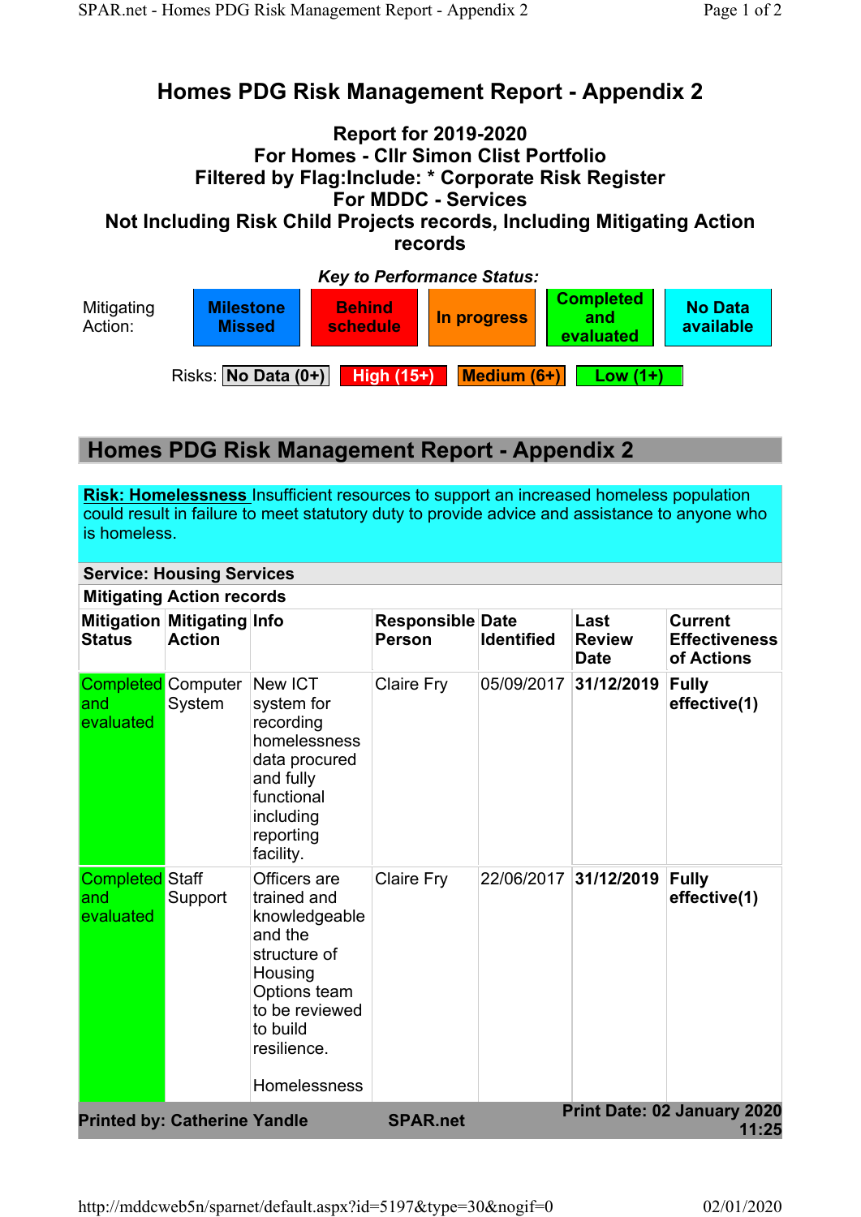# Homes PDG Risk Management Report - Appendix 2

**Report for 2019-2020**
**For Homes - Cllr Simon Clist Portfolio**
**Filtered by Flag:Include: * Corporate Risk Register**
**For MDDC - Services**
**Not Including Risk Child Projects records, Including Mitigating Action records**

***Key to Performance Status:***

Mitigating Action: **Milestone Missed** | **Behind schedule** | **In progress** | **Completed and evaluated** | **No Data available**

Risks: **No Data (0+)** | **High (15+)** | **Medium (6+)** | **Low (1+)**

## Homes PDG Risk Management Report - Appendix 2

**Risk: Homelessness** Insufficient resources to support an increased homeless population could result in failure to meet statutory duty to provide advice and assistance to anyone who is homeless.

**Service: Housing Services**

**Mitigating Action records**

| Mitigation Status | Mitigating Action | Info | Responsible Person | Date Identified | Last Review Date | Current Effectiveness of Actions |
|---|---|---|---|---|---|---|
| Completed and evaluated | Computer System | New ICT system for recording homelessness data procured and fully functional including reporting facility. | Claire Fry | 05/09/2017 | **31/12/2019** | **Fully effective(1)** |
| Completed and evaluated | Staff Support | Officers are trained and knowledgeable and the structure of Housing Options team to be reviewed to build resilience.<br><br>Homelessness | Claire Fry | 22/06/2017 | **31/12/2019** | **Fully effective(1)** |

**Printed by: Catherine Yandle** **SPAR.net** **Print Date: 02 January 2020 11:25**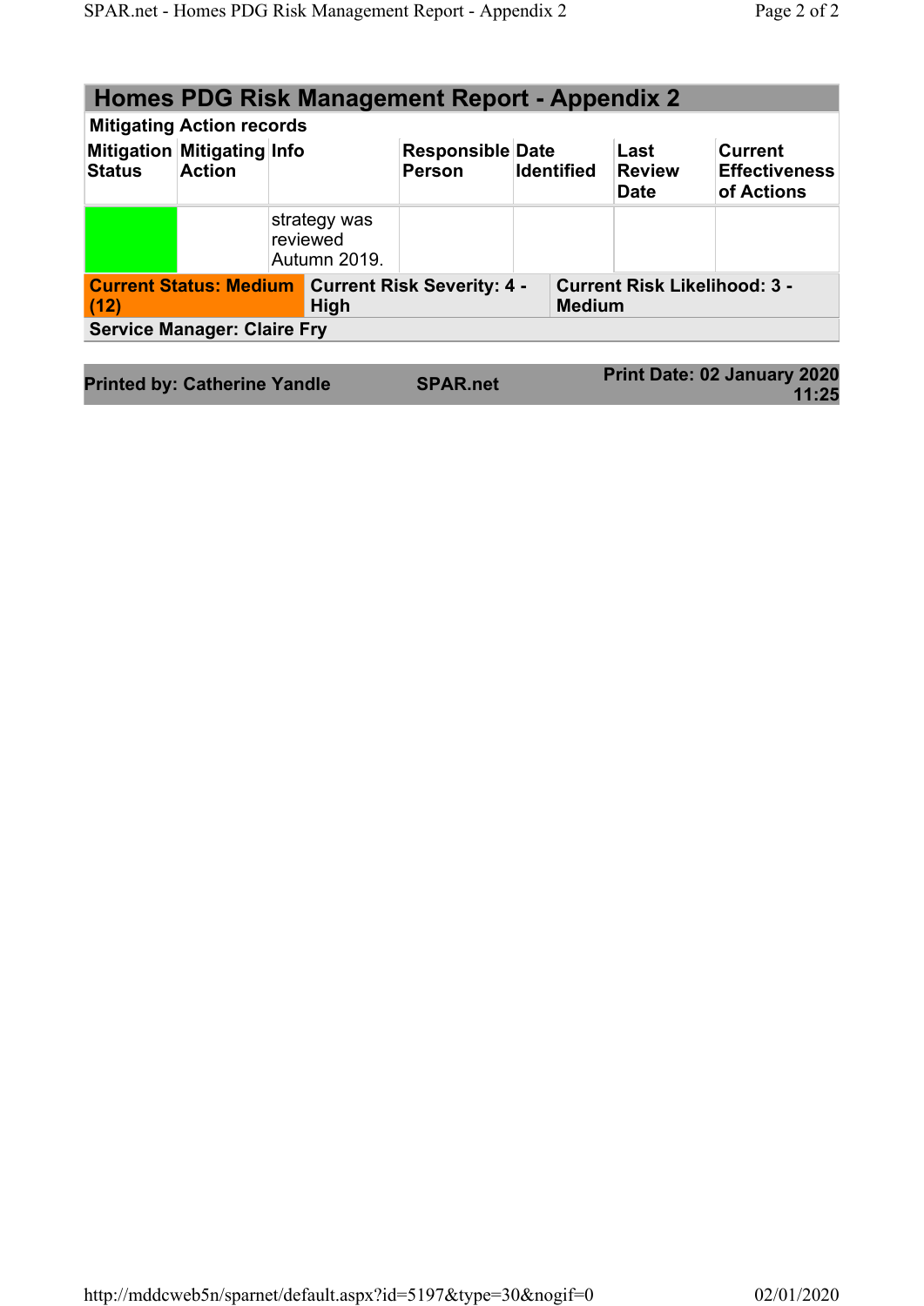# Homes PDG Risk Management Report - Appendix 2

**Mitigating Action records**

| Mitigation Status | Mitigating Action | Info | Responsible Person | Date Identified | Last Review Date | Current Effectiveness of Actions |
|---|---|---|---|---|---|---|
| | | strategy was reviewed Autumn 2019. | | | | |

| | | |
|---|---|---|
| **Current Status: Medium (12)** | **Current Risk Severity: 4 - High** | **Current Risk Likelihood: 3 - Medium** |

**Service Manager: Claire Fry**

**Printed by: Catherine Yandle** **SPAR.net** **Print Date: 02 January 2020 11:25**